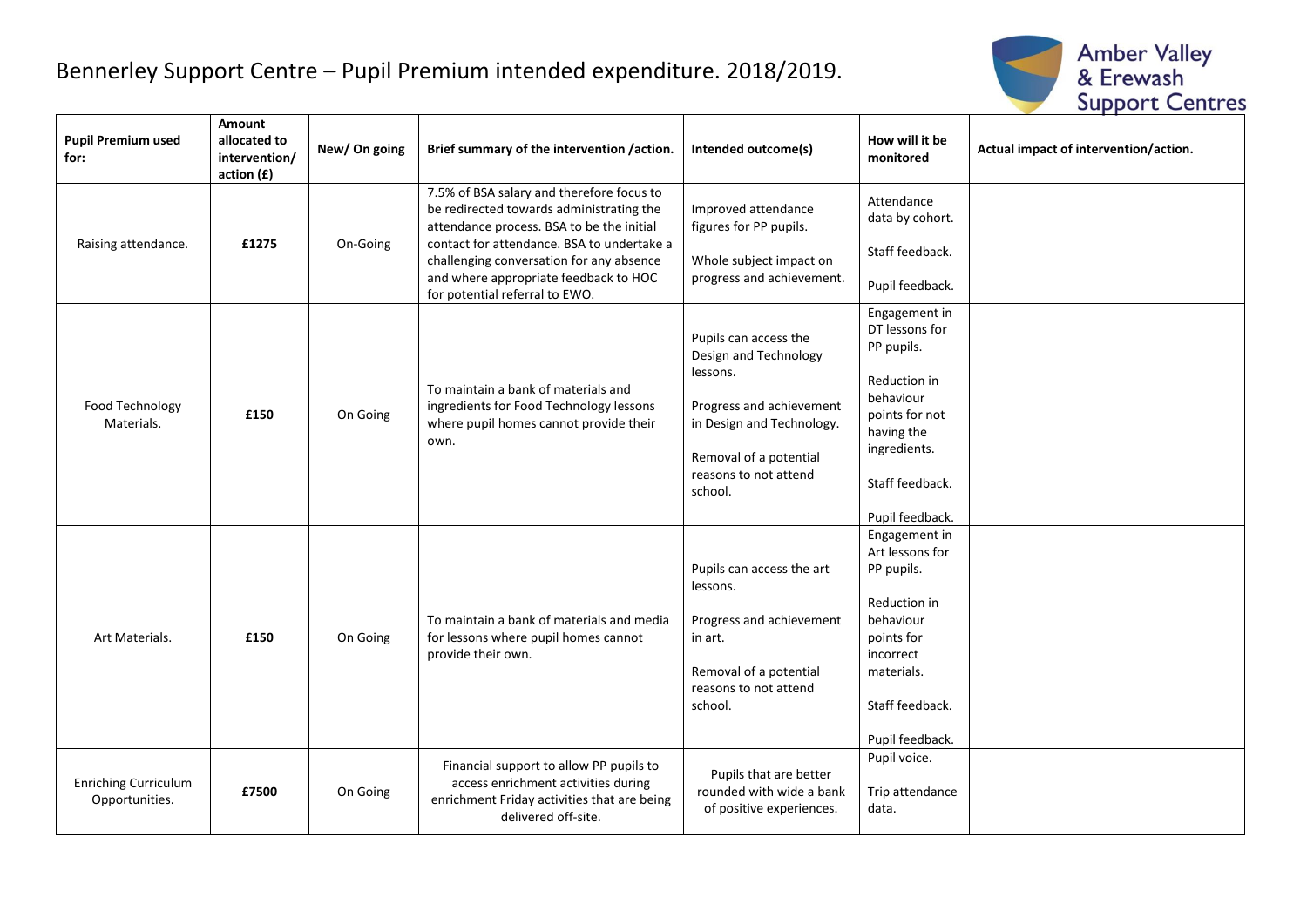# Bennerley Support Centre – Pupil Premium intended expenditure. 2018/2019.

Amber Valley & Erewash Support Centres

| Pupil Premium used for: | Amount allocated to intervention/ action (£) | New/ On going | Brief summary of the intervention /action. | Intended outcome(s) | How will it be monitored | Actual impact of intervention/action. |
|---|---|---|---|---|---|---|
| Raising attendance. | **£1275** | On-Going | 7.5% of BSA salary and therefore focus to be redirected towards administrating the attendance process. BSA to be the initial contact for attendance. BSA to undertake a challenging conversation for any absence and where appropriate feedback to HOC for potential referral to EWO. | Improved attendance figures for PP pupils.<br><br>Whole subject impact on progress and achievement. | Attendance data by cohort.<br><br>Staff feedback.<br><br>Pupil feedback. | |
| Food Technology Materials. | **£150** | On Going | To maintain a bank of materials and ingredients for Food Technology lessons where pupil homes cannot provide their own. | Pupils can access the Design and Technology lessons.<br><br>Progress and achievement in Design and Technology.<br><br>Removal of a potential reasons to not attend school. | Engagement in DT lessons for PP pupils.<br><br>Reduction in behaviour points for not having the ingredients.<br><br>Staff feedback.<br><br>Pupil feedback. | |
| Art Materials. | **£150** | On Going | To maintain a bank of materials and media for lessons where pupil homes cannot provide their own. | Pupils can access the art lessons.<br><br>Progress and achievement in art.<br><br>Removal of a potential reasons to not attend school. | Engagement in Art lessons for PP pupils.<br><br>Reduction in behaviour points for incorrect materials.<br><br>Staff feedback.<br><br>Pupil feedback. | |
| Enriching Curriculum Opportunities. | **£7500** | On Going | Financial support to allow PP pupils to access enrichment activities during enrichment Friday activities that are being delivered off-site. | Pupils that are better rounded with wide a bank of positive experiences. | Pupil voice.<br><br>Trip attendance data. | |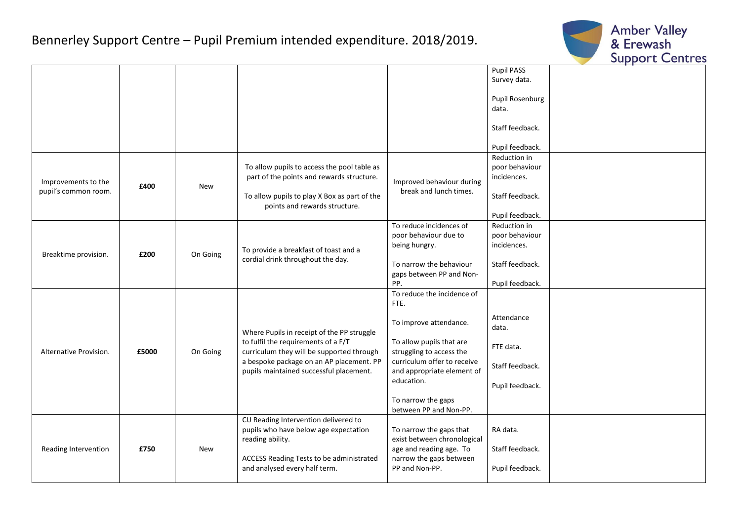# Bennerley Support Centre – Pupil Premium intended expenditure. 2018/2019.

| | | | | | | |
|---|---|---|---|---|---|---|
| | | | | | Pupil PASS Survey data.<br><br>Pupil Rosenburg data.<br><br>Staff feedback.<br><br>Pupil feedback. | |
| Improvements to the pupil's common room. | **£400** | New | To allow pupils to access the pool table as part of the points and rewards structure.<br><br>To allow pupils to play X Box as part of the points and rewards structure. | Improved behaviour during break and lunch times. | Reduction in poor behaviour incidences.<br><br>Staff feedback.<br><br>Pupil feedback. | |
| Breaktime provision. | **£200** | On Going | To provide a breakfast of toast and a cordial drink throughout the day. | To reduce incidences of poor behaviour due to being hungry.<br><br>To narrow the behaviour gaps between PP and Non-PP. | Reduction in poor behaviour incidences.<br><br>Staff feedback.<br><br>Pupil feedback. | |
| Alternative Provision. | **£5000** | On Going | Where Pupils in receipt of the PP struggle to fulfil the requirements of a F/T curriculum they will be supported through a bespoke package on an AP placement. PP pupils maintained successful placement. | To reduce the incidence of FTE.<br><br>To improve attendance.<br><br>To allow pupils that are struggling to access the curriculum offer to receive and appropriate element of education.<br><br>To narrow the gaps between PP and Non-PP. | Attendance data.<br><br>FTE data.<br><br>Staff feedback.<br><br>Pupil feedback. | |
| Reading Intervention | **£750** | New | CU Reading Intervention delivered to pupils who have below age expectation reading ability.<br><br>ACCESS Reading Tests to be administrated and analysed every half term. | To narrow the gaps that exist between chronological age and reading age. To narrow the gaps between PP and Non-PP. | RA data.<br><br>Staff feedback.<br><br>Pupil feedback. | |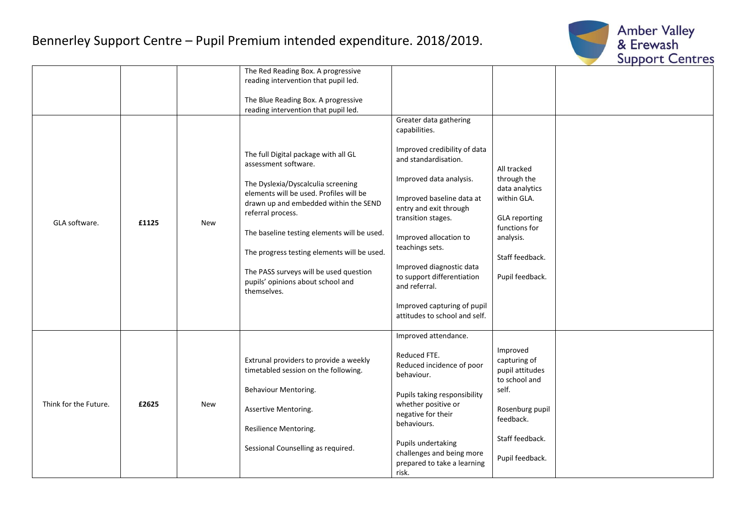# Bennerley Support Centre – Pupil Premium intended expenditure. 2018/2019.

| | | | | | | |
|---|---|---|---|---|---|---|
| | | | The Red Reading Box. A progressive reading intervention that pupil led.<br><br>The Blue Reading Box. A progressive reading intervention that pupil led. | | | |
| GLA software. | **£1125** | New | The full Digital package with all GL assessment software.<br><br>The Dyslexia/Dyscalculia screening elements will be used. Profiles will be drawn up and embedded within the SEND referral process.<br><br>The baseline testing elements will be used.<br><br>The progress testing elements will be used.<br><br>The PASS surveys will be used question pupils' opinions about school and themselves. | Greater data gathering capabilities.<br><br>Improved credibility of data and standardisation.<br><br>Improved data analysis.<br><br>Improved baseline data at entry and exit through transition stages.<br><br>Improved allocation to teachings sets.<br><br>Improved diagnostic data to support differentiation and referral.<br><br>Improved capturing of pupil attitudes to school and self. | All tracked through the data analytics within GLA.<br><br>GLA reporting functions for analysis.<br><br>Staff feedback.<br><br>Pupil feedback. | |
| Think for the Future. | **£2625** | New | Extrunal providers to provide a weekly timetabled session on the following.<br><br>Behaviour Mentoring.<br><br>Assertive Mentoring.<br><br>Resilience Mentoring.<br><br>Sessional Counselling as required. | Improved attendance.<br><br>Reduced FTE.<br>Reduced incidence of poor behaviour.<br><br>Pupils taking responsibility whether positive or negative for their behaviours.<br><br>Pupils undertaking challenges and being more prepared to take a learning risk. | Improved capturing of pupil attitudes to school and self.<br><br>Rosenburg pupil feedback.<br><br>Staff feedback.<br><br>Pupil feedback. | |